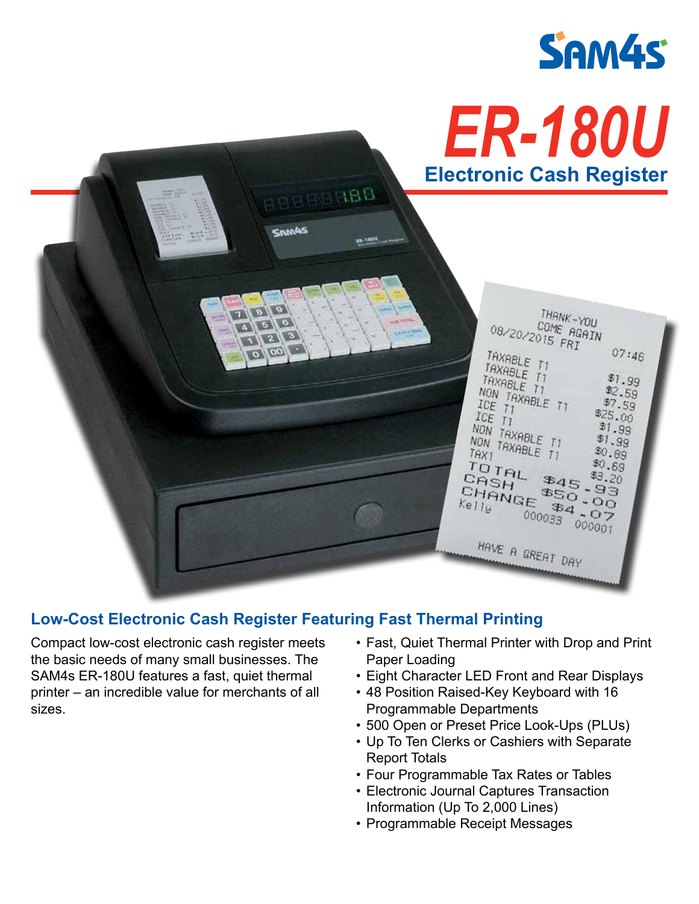# SAM4s

# ER-180U

## Electronic Cash Register

## Low-Cost Electronic Cash Register Featuring Fast Thermal Printing

Compact low-cost electronic cash register meets the basic needs of many small businesses. The SAM4s ER-180U features a fast, quiet thermal printer – an incredible value for merchants of all sizes.

- Fast, Quiet Thermal Printer with Drop and Print Paper Loading
- Eight Character LED Front and Rear Displays
- 48 Position Raised-Key Keyboard with 16 Programmable Departments
- 500 Open or Preset Price Look-Ups (PLUs)
- Up To Ten Clerks or Cashiers with Separate Report Totals
- Four Programmable Tax Rates or Tables
- Electronic Journal Captures Transaction Information (Up To 2,000 Lines)
- Programmable Receipt Messages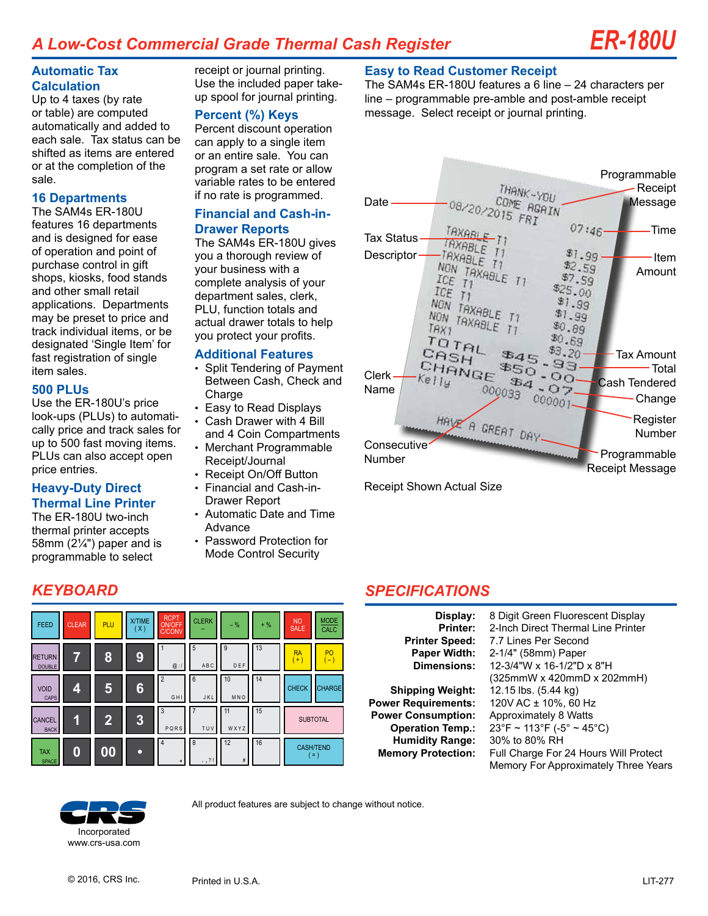# A Low-Cost Commercial Grade Thermal Cash Register

# ER-180U

## Automatic Tax Calculation

Up to 4 taxes (by rate or table) are computed automatically and added to each sale. Tax status can be shifted as items are entered or at the completion of the sale.

## 16 Departments

The SAM4s ER-180U features 16 departments and is designed for ease of operation and point of purchase control in gift shops, kiosks, food stands and other small retail applications. Departments may be preset to price and track individual items, or be designated 'Single Item' for fast registration of single item sales.

## 500 PLUs

Use the ER-180U's price look-ups (PLUs) to automatically price and track sales for up to 500 fast moving items. PLUs can also accept open price entries.

## Heavy-Duty Direct Thermal Line Printer

The ER-180U two-inch thermal printer accepts 58mm (2¼") paper and is programmable to select receipt or journal printing. Use the included paper take-up spool for journal printing.

## Percent (%) Keys

Percent discount operation can apply to a single item or an entire sale. You can program a set rate or allow variable rates to be entered if no rate is programmed.

## Financial and Cash-in-Drawer Reports

The SAM4s ER-180U gives you a thorough review of your business with a complete analysis of your department sales, clerk, PLU, function totals and actual drawer totals to help you protect your profits.

## Additional Features

- Split Tendering of Payment Between Cash, Check and Charge
- Easy to Read Displays
- Cash Drawer with 4 Bill and 4 Coin Compartments
- Merchant Programmable Receipt/Journal
- Receipt On/Off Button
- Financial and Cash-in-Drawer Report
- Automatic Date and Time Advance
- Password Protection for Mode Control Security

## Easy to Read Customer Receipt

The SAM4s ER-180U features a 6 line – 24 characters per line – programmable pre-amble and post-amble receipt message. Select receipt or journal printing.

Date
Tax Status
Descriptor
Clerk Name
Consecutive Number
Programmable Receipt Message
Time
Item Amount
Tax Amount
Total
Cash Tendered
Change
Register Number
Programmable Receipt Message

THANK-YOU
COME AGAIN
08/20/2015 FRI 07:46
TAXABLE T1
TAXABLE T1 $1.99
TAXABLE T1 $2.59
NON TAXABLE T1 $7.59
ICE T1 $25.00
ICE T1 $1.99
NON TAXABLE T1 $1.99
NON TAXABLE T1 $0.89
TAX1 $0.69
$3.20
TOTAL $45.93
CASH $50.00
CHANGE $4.07
Kelly 000033 000001
HAVE A GREAT DAY

Receipt Shown Actual Size

## KEYBOARD

| | | | | | | | | | |
|---|---|---|---|---|---|---|---|---|---|
| FEED | CLEAR | PLU | X/TIME (X) | RCPT ON/OFF C/CONV | CLERK – | – % | + % | NO SALE | MODE CALC |
| RETURN DOUBLE | 7 | 8 | 9 | 1 @:/ | 5 ABC | 9 DEF | 13 | RA (+) | PO (–) |
| VOID CAPS | 4 | 5 | 6 | 2 GHI | 6 JKL | 10 MNO | 14 | CHECK | CHARGE |
| CANCEL BACK | 1 | 2 | 3 | 3 PQRS | 7 TUV | 11 WXYZ | 15 | SUBTOTAL | |
| TAX SPACE | 0 | 00 | • | 4 * | 8 .,?! | 12 # | 16 | CASH/TEND (=) | |

## SPECIFICATIONS

| | |
|---|---|
| **Display:** | 8 Digit Green Fluorescent Display |
| **Printer:** | 2-Inch Direct Thermal Line Printer |
| **Printer Speed:** | 7.7 Lines Per Second |
| **Paper Width:** | 2-1/4" (58mm) Paper |
| **Dimensions:** | 12-3/4"W x 16-1/2"D x 8"H (325mmW x 420mmD x 202mmH) |
| **Shipping Weight:** | 12.15 lbs. (5.44 kg) |
| **Power Requirements:** | 120V AC ± 10%, 60 Hz |
| **Power Consumption:** | Approximately 8 Watts |
| **Operation Temp.:** | 23°F ~ 113°F (-5° ~ 45°C) |
| **Humidity Range:** | 30% to 80% RH |
| **Memory Protection:** | Full Charge For 24 Hours Will Protect Memory For Approximately Three Years |

CRS Incorporated
www.crs-usa.com

All product features are subject to change without notice.

© 2016, CRS Inc.

Printed in U.S.A.

LIT-277